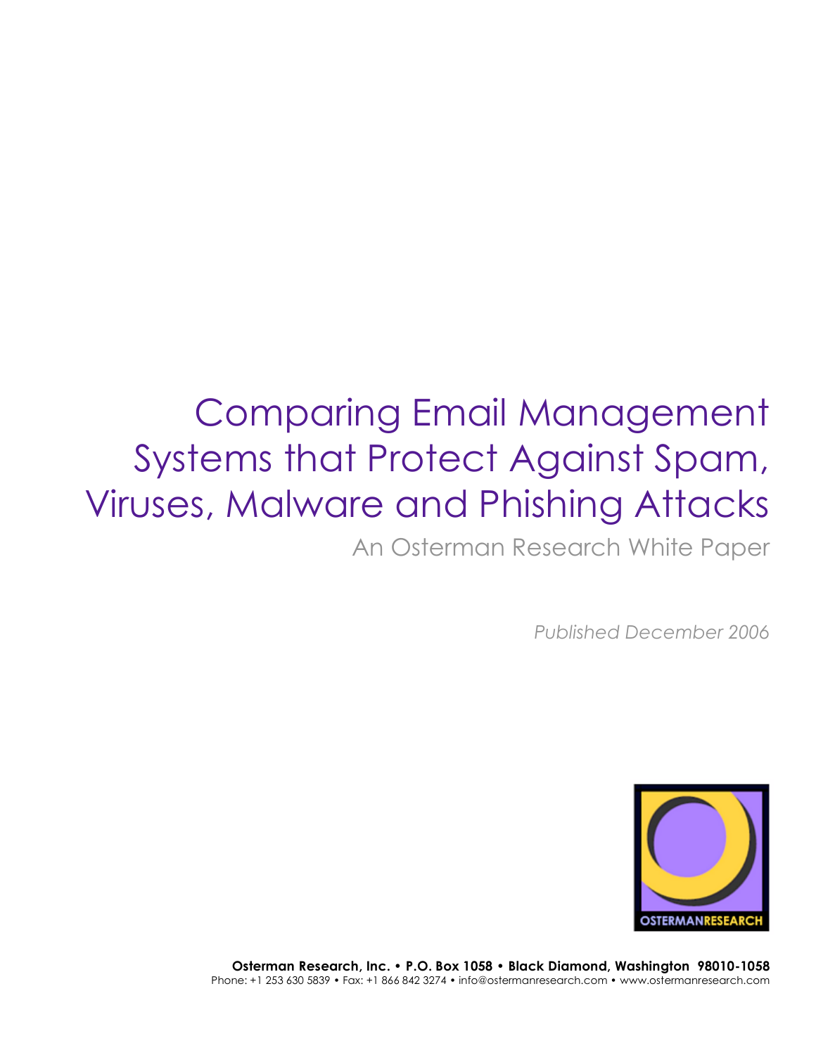# Comparing Email Management Systems that Protect Against Spam, Viruses, Malware and Phishing Attacks

An Osterman Research White Paper

*Published December 2006*

OSTERMANRESEARCH

**Osterman Research, Inc. • P.O. Box 1058 • Black Diamond, Washington 98010-1058**
Phone: +1 253 630 5839 • Fax: +1 866 842 3274 • info@ostermanresearch.com • www.ostermanresearch.com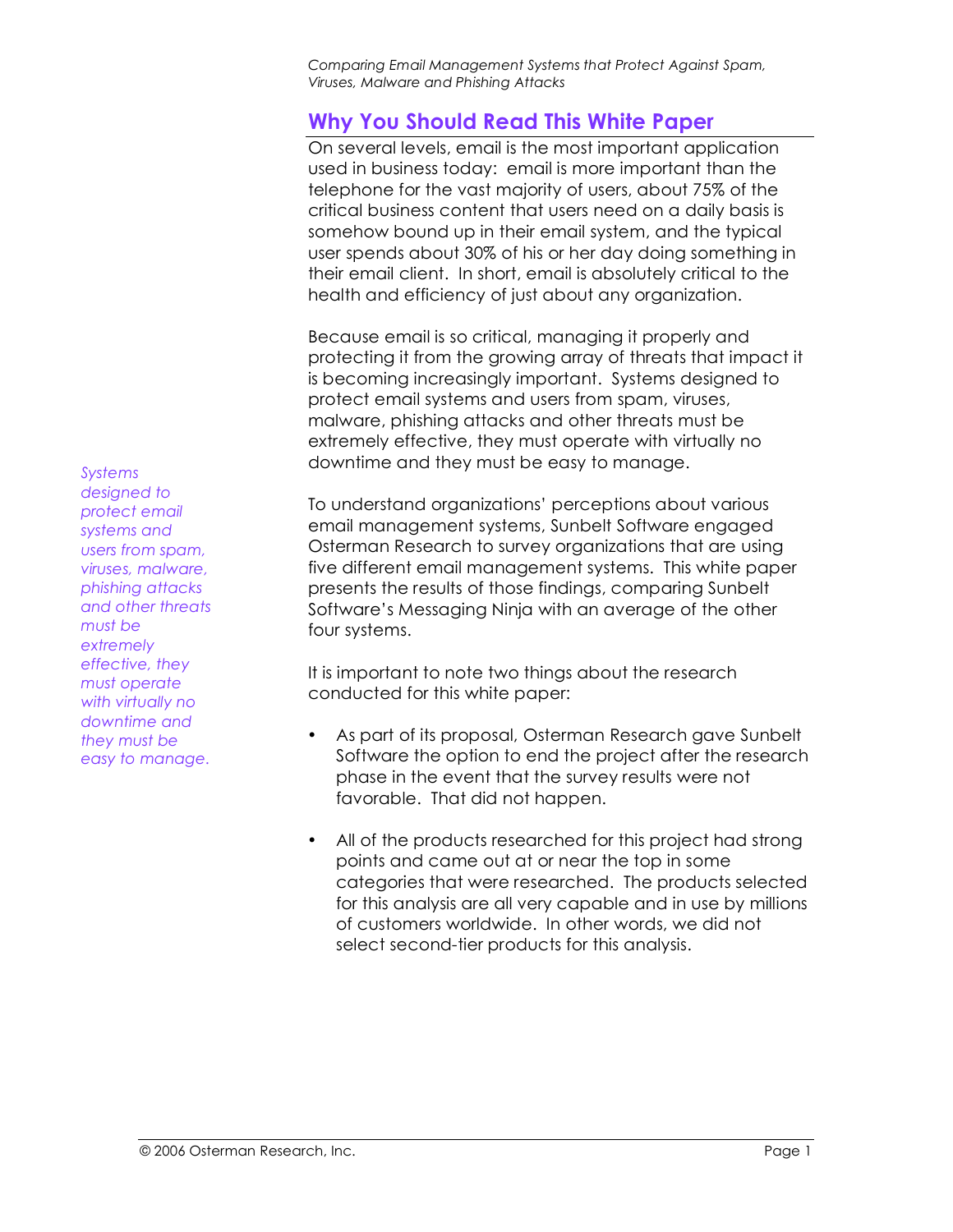## Why You Should Read This White Paper

On several levels, email is the most important application used in business today: email is more important than the telephone for the vast majority of users, about 75% of the critical business content that users need on a daily basis is somehow bound up in their email system, and the typical user spends about 30% of his or her day doing something in their email client. In short, email is absolutely critical to the health and efficiency of just about any organization.

Because email is so critical, managing it properly and protecting it from the growing array of threats that impact it is becoming increasingly important. Systems designed to protect email systems and users from spam, viruses, malware, phishing attacks and other threats must be extremely effective, they must operate with virtually no downtime and they must be easy to manage.

*Systems designed to protect email systems and users from spam, viruses, malware, phishing attacks and other threats must be extremely effective, they must operate with virtually no downtime and they must be easy to manage.*

To understand organizations' perceptions about various email management systems, Sunbelt Software engaged Osterman Research to survey organizations that are using five different email management systems. This white paper presents the results of those findings, comparing Sunbelt Software's Messaging Ninja with an average of the other four systems.

It is important to note two things about the research conducted for this white paper:

- As part of its proposal, Osterman Research gave Sunbelt Software the option to end the project after the research phase in the event that the survey results were not favorable. That did not happen.

- All of the products researched for this project had strong points and came out at or near the top in some categories that were researched. The products selected for this analysis are all very capable and in use by millions of customers worldwide. In other words, we did not select second-tier products for this analysis.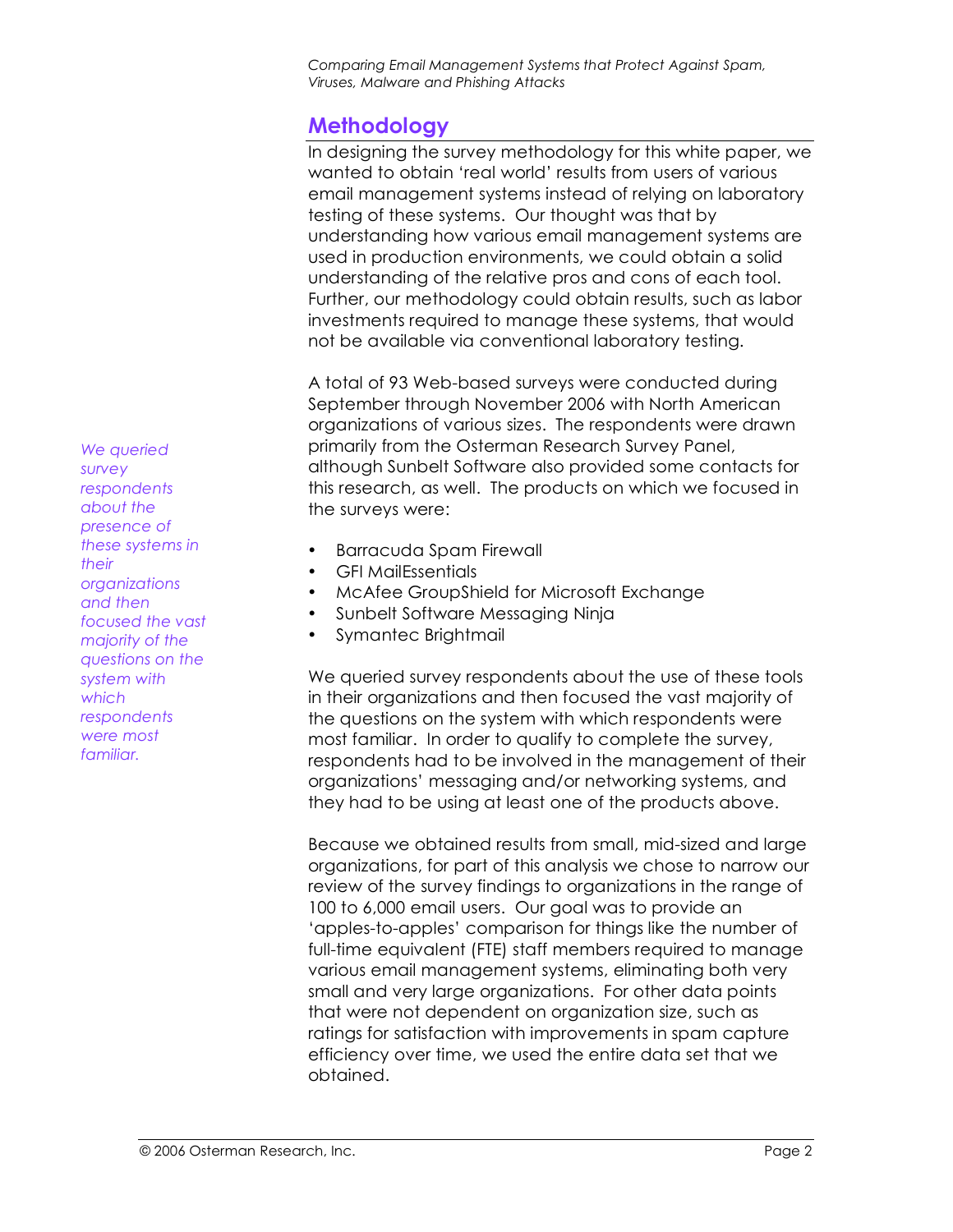## Methodology

In designing the survey methodology for this white paper, we wanted to obtain 'real world' results from users of various email management systems instead of relying on laboratory testing of these systems. Our thought was that by understanding how various email management systems are used in production environments, we could obtain a solid understanding of the relative pros and cons of each tool. Further, our methodology could obtain results, such as labor investments required to manage these systems, that would not be available via conventional laboratory testing.

A total of 93 Web-based surveys were conducted during September through November 2006 with North American organizations of various sizes. The respondents were drawn primarily from the Osterman Research Survey Panel, although Sunbelt Software also provided some contacts for this research, as well. The products on which we focused in the surveys were:

- Barracuda Spam Firewall
- GFI MailEssentials
- McAfee GroupShield for Microsoft Exchange
- Sunbelt Software Messaging Ninja
- Symantec Brightmail

*We queried survey respondents about the presence of these systems in their organizations and then focused the vast majority of the questions on the system with which respondents were most familiar.*

We queried survey respondents about the use of these tools in their organizations and then focused the vast majority of the questions on the system with which respondents were most familiar. In order to qualify to complete the survey, respondents had to be involved in the management of their organizations' messaging and/or networking systems, and they had to be using at least one of the products above.

Because we obtained results from small, mid-sized and large organizations, for part of this analysis we chose to narrow our review of the survey findings to organizations in the range of 100 to 6,000 email users. Our goal was to provide an 'apples-to-apples' comparison for things like the number of full-time equivalent (FTE) staff members required to manage various email management systems, eliminating both very small and very large organizations. For other data points that were not dependent on organization size, such as ratings for satisfaction with improvements in spam capture efficiency over time, we used the entire data set that we obtained.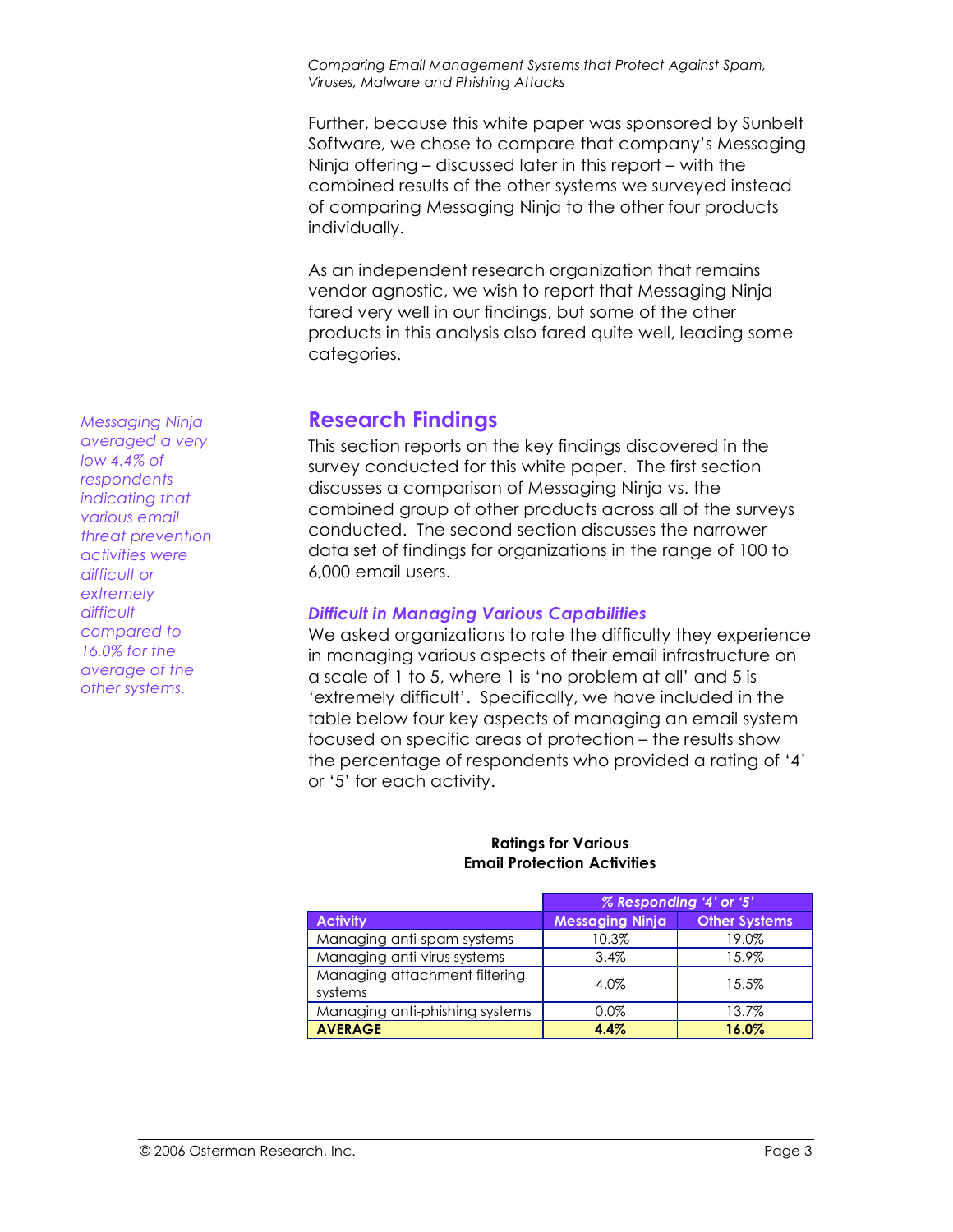Further, because this white paper was sponsored by Sunbelt Software, we chose to compare that company's Messaging Ninja offering – discussed later in this report – with the combined results of the other systems we surveyed instead of comparing Messaging Ninja to the other four products individually.

As an independent research organization that remains vendor agnostic, we wish to report that Messaging Ninja fared very well in our findings, but some of the other products in this analysis also fared quite well, leading some categories.

## Research Findings

*Messaging Ninja averaged a very low 4.4% of respondents indicating that various email threat prevention activities were difficult or extremely difficult compared to 16.0% for the average of the other systems.*

This section reports on the key findings discovered in the survey conducted for this white paper. The first section discusses a comparison of Messaging Ninja vs. the combined group of other products across all of the surveys conducted. The second section discusses the narrower data set of findings for organizations in the range of 100 to 6,000 email users.

### *Difficult in Managing Various Capabilities*

We asked organizations to rate the difficulty they experience in managing various aspects of their email infrastructure on a scale of 1 to 5, where 1 is 'no problem at all' and 5 is 'extremely difficult'. Specifically, we have included in the table below four key aspects of managing an email system focused on specific areas of protection – the results show the percentage of respondents who provided a rating of '4' or '5' for each activity.

**Ratings for Various Email Protection Activities**

| | *% Responding '4' or '5'* | |
|---|---|---|
| **Activity** | **Messaging Ninja** | **Other Systems** |
| Managing anti-spam systems | 10.3% | 19.0% |
| Managing anti-virus systems | 3.4% | 15.9% |
| Managing attachment filtering systems | 4.0% | 15.5% |
| Managing anti-phishing systems | 0.0% | 13.7% |
| **AVERAGE** | **4.4%** | **16.0%** |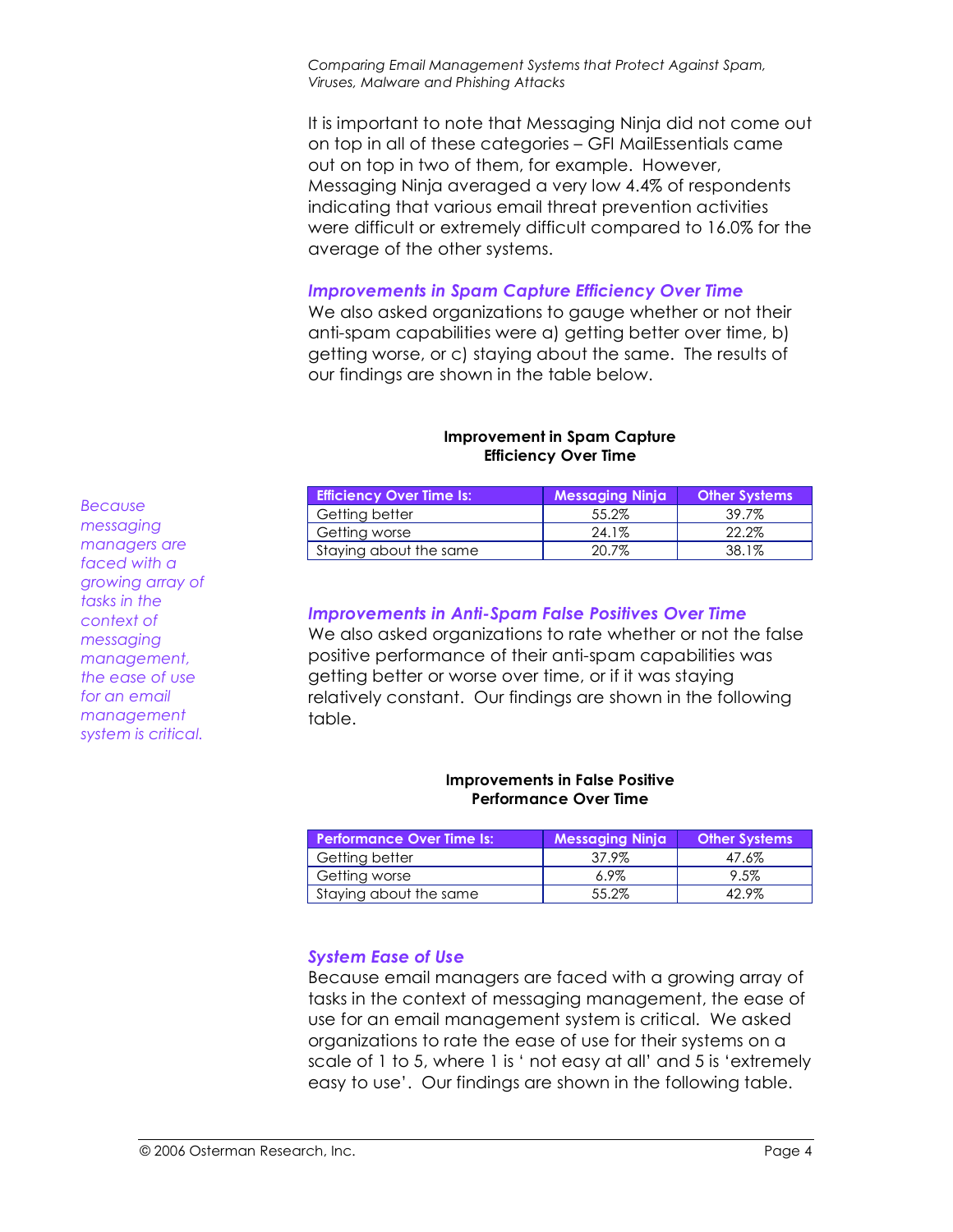It is important to note that Messaging Ninja did not come out on top in all of these categories – GFI MailEssentials came out on top in two of them, for example. However, Messaging Ninja averaged a very low 4.4% of respondents indicating that various email threat prevention activities were difficult or extremely difficult compared to 16.0% for the average of the other systems.

### *Improvements in Spam Capture Efficiency Over Time*

We also asked organizations to gauge whether or not their anti-spam capabilities were a) getting better over time, b) getting worse, or c) staying about the same. The results of our findings are shown in the table below.

*Because messaging managers are faced with a growing array of tasks in the context of messaging management, the ease of use for an email management system is critical.*

**Improvement in Spam Capture Efficiency Over Time**

| Efficiency Over Time Is: | Messaging Ninja | Other Systems |
|---|---|---|
| Getting better | 55.2% | 39.7% |
| Getting worse | 24.1% | 22.2% |
| Staying about the same | 20.7% | 38.1% |

### *Improvements in Anti-Spam False Positives Over Time*

We also asked organizations to rate whether or not the false positive performance of their anti-spam capabilities was getting better or worse over time, or if it was staying relatively constant. Our findings are shown in the following table.

**Improvements in False Positive Performance Over Time**

| Performance Over Time Is: | Messaging Ninja | Other Systems |
|---|---|---|
| Getting better | 37.9% | 47.6% |
| Getting worse | 6.9% | 9.5% |
| Staying about the same | 55.2% | 42.9% |

### *System Ease of Use*

Because email managers are faced with a growing array of tasks in the context of messaging management, the ease of use for an email management system is critical. We asked organizations to rate the ease of use for their systems on a scale of 1 to 5, where 1 is ' not easy at all' and 5 is 'extremely easy to use'. Our findings are shown in the following table.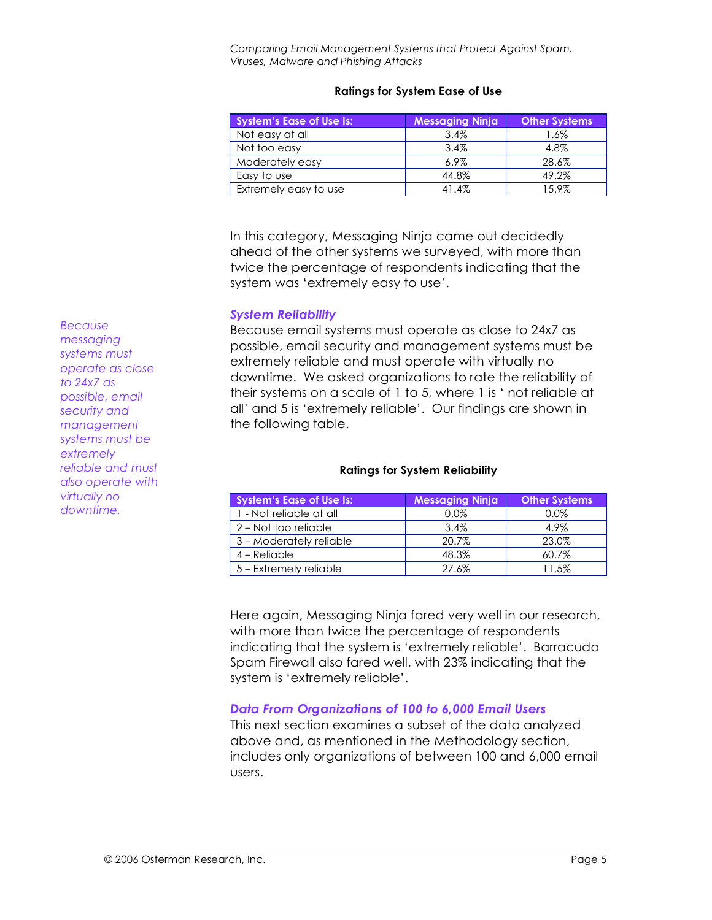**Ratings for System Ease of Use**

| System's Ease of Use Is: | Messaging Ninja | Other Systems |
|---|---|---|
| Not easy at all | 3.4% | 1.6% |
| Not too easy | 3.4% | 4.8% |
| Moderately easy | 6.9% | 28.6% |
| Easy to use | 44.8% | 49.2% |
| Extremely easy to use | 41.4% | 15.9% |

In this category, Messaging Ninja came out decidedly ahead of the other systems we surveyed, with more than twice the percentage of respondents indicating that the system was 'extremely easy to use'.

### *System Reliability*

Because email systems must operate as close to 24x7 as possible, email security and management systems must be extremely reliable and must operate with virtually no downtime. We asked organizations to rate the reliability of their systems on a scale of 1 to 5, where 1 is ' not reliable at all' and 5 is 'extremely reliable'. Our findings are shown in the following table.

*Because messaging systems must operate as close to 24x7 as possible, email security and management systems must be extremely reliable and must also operate with virtually no downtime.*

**Ratings for System Reliability**

| System's Ease of Use Is: | Messaging Ninja | Other Systems |
|---|---|---|
| 1 - Not reliable at all | 0.0% | 0.0% |
| 2 – Not too reliable | 3.4% | 4.9% |
| 3 – Moderately reliable | 20.7% | 23.0% |
| 4 – Reliable | 48.3% | 60.7% |
| 5 – Extremely reliable | 27.6% | 11.5% |

Here again, Messaging Ninja fared very well in our research, with more than twice the percentage of respondents indicating that the system is 'extremely reliable'. Barracuda Spam Firewall also fared well, with 23% indicating that the system is 'extremely reliable'.

### *Data From Organizations of 100 to 6,000 Email Users*

This next section examines a subset of the data analyzed above and, as mentioned in the Methodology section, includes only organizations of between 100 and 6,000 email users.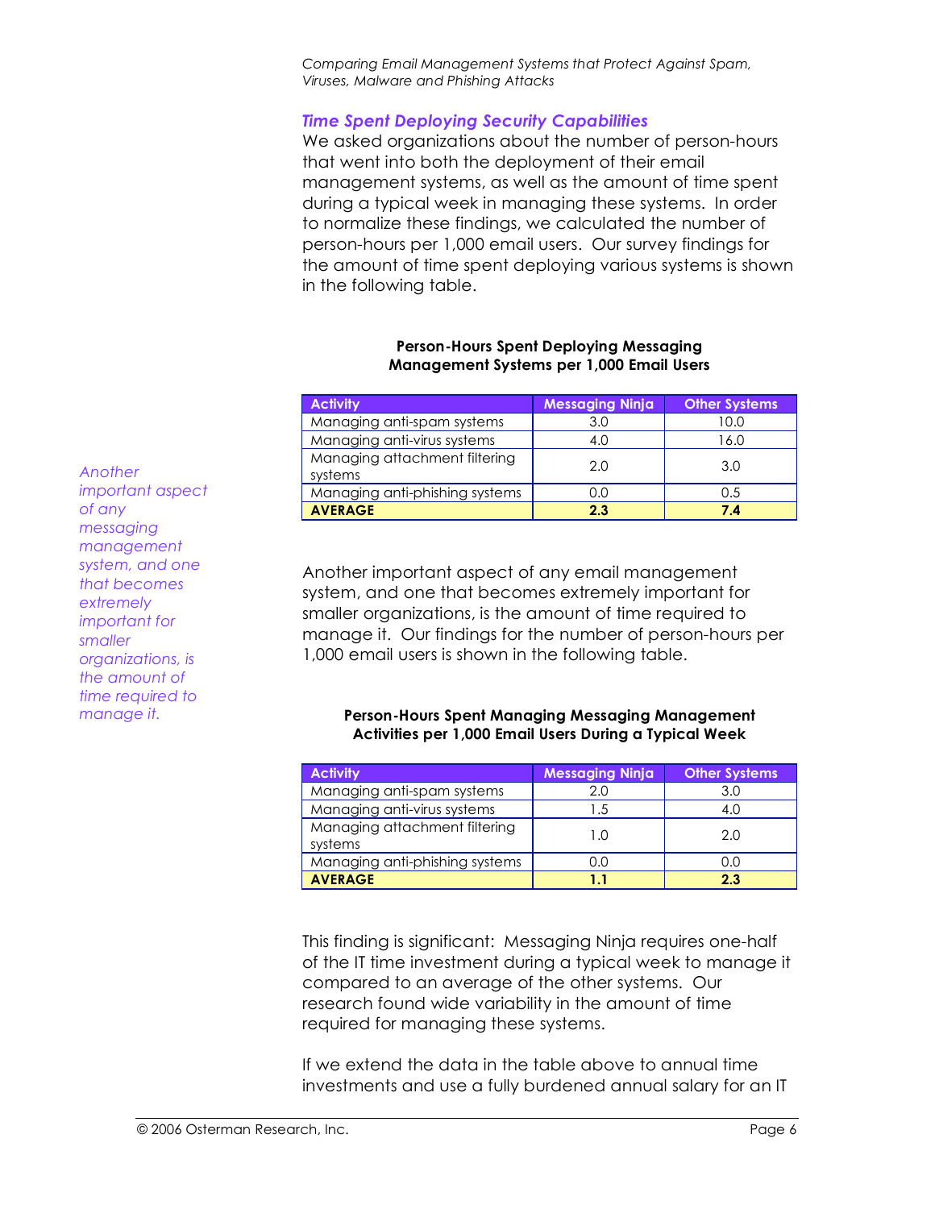### *Time Spent Deploying Security Capabilities*

We asked organizations about the number of person-hours that went into both the deployment of their email management systems, as well as the amount of time spent during a typical week in managing these systems. In order to normalize these findings, we calculated the number of person-hours per 1,000 email users. Our survey findings for the amount of time spent deploying various systems is shown in the following table.

**Person-Hours Spent Deploying Messaging Management Systems per 1,000 Email Users**

| Activity | Messaging Ninja | Other Systems |
|---|---|---|
| Managing anti-spam systems | 3.0 | 10.0 |
| Managing anti-virus systems | 4.0 | 16.0 |
| Managing attachment filtering systems | 2.0 | 3.0 |
| Managing anti-phishing systems | 0.0 | 0.5 |
| **AVERAGE** | **2.3** | **7.4** |

*Another important aspect of any messaging management system, and one that becomes extremely important for smaller organizations, is the amount of time required to manage it.*

Another important aspect of any email management system, and one that becomes extremely important for smaller organizations, is the amount of time required to manage it. Our findings for the number of person-hours per 1,000 email users is shown in the following table.

**Person-Hours Spent Managing Messaging Management Activities per 1,000 Email Users During a Typical Week**

| Activity | Messaging Ninja | Other Systems |
|---|---|---|
| Managing anti-spam systems | 2.0 | 3.0 |
| Managing anti-virus systems | 1.5 | 4.0 |
| Managing attachment filtering systems | 1.0 | 2.0 |
| Managing anti-phishing systems | 0.0 | 0.0 |
| **AVERAGE** | **1.1** | **2.3** |

This finding is significant: Messaging Ninja requires one-half of the IT time investment during a typical week to manage it compared to an average of the other systems. Our research found wide variability in the amount of time required for managing these systems.

If we extend the data in the table above to annual time investments and use a fully burdened annual salary for an IT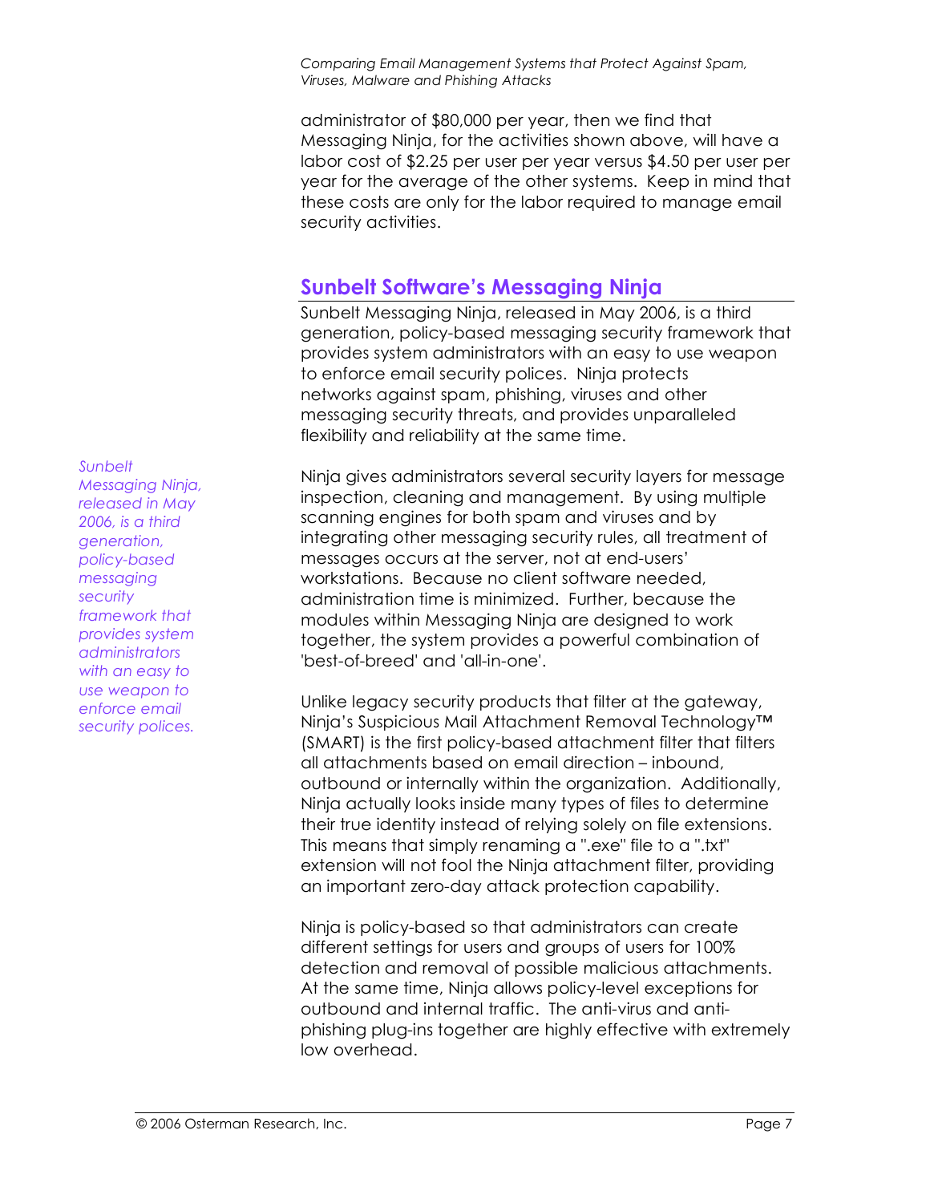administrator of $80,000 per year, then we find that Messaging Ninja, for the activities shown above, will have a labor cost of $2.25 per user per year versus $4.50 per user per year for the average of the other systems. Keep in mind that these costs are only for the labor required to manage email security activities.

## Sunbelt Software's Messaging Ninja

Sunbelt Messaging Ninja, released in May 2006, is a third generation, policy-based messaging security framework that provides system administrators with an easy to use weapon to enforce email security polices. Ninja protects networks against spam, phishing, viruses and other messaging security threats, and provides unparalleled flexibility and reliability at the same time.

*Sunbelt Messaging Ninja, released in May 2006, is a third generation, policy-based messaging security framework that provides system administrators with an easy to use weapon to enforce email security polices.*

Ninja gives administrators several security layers for message inspection, cleaning and management. By using multiple scanning engines for both spam and viruses and by integrating other messaging security rules, all treatment of messages occurs at the server, not at end-users' workstations. Because no client software needed, administration time is minimized. Further, because the modules within Messaging Ninja are designed to work together, the system provides a powerful combination of 'best-of-breed' and 'all-in-one'.

Unlike legacy security products that filter at the gateway, Ninja's Suspicious Mail Attachment Removal Technology™ (SMART) is the first policy-based attachment filter that filters all attachments based on email direction – inbound, outbound or internally within the organization. Additionally, Ninja actually looks inside many types of files to determine their true identity instead of relying solely on file extensions. This means that simply renaming a ".exe" file to a ".txt" extension will not fool the Ninja attachment filter, providing an important zero-day attack protection capability.

Ninja is policy-based so that administrators can create different settings for users and groups of users for 100% detection and removal of possible malicious attachments. At the same time, Ninja allows policy-level exceptions for outbound and internal traffic. The anti-virus and anti-phishing plug-ins together are highly effective with extremely low overhead.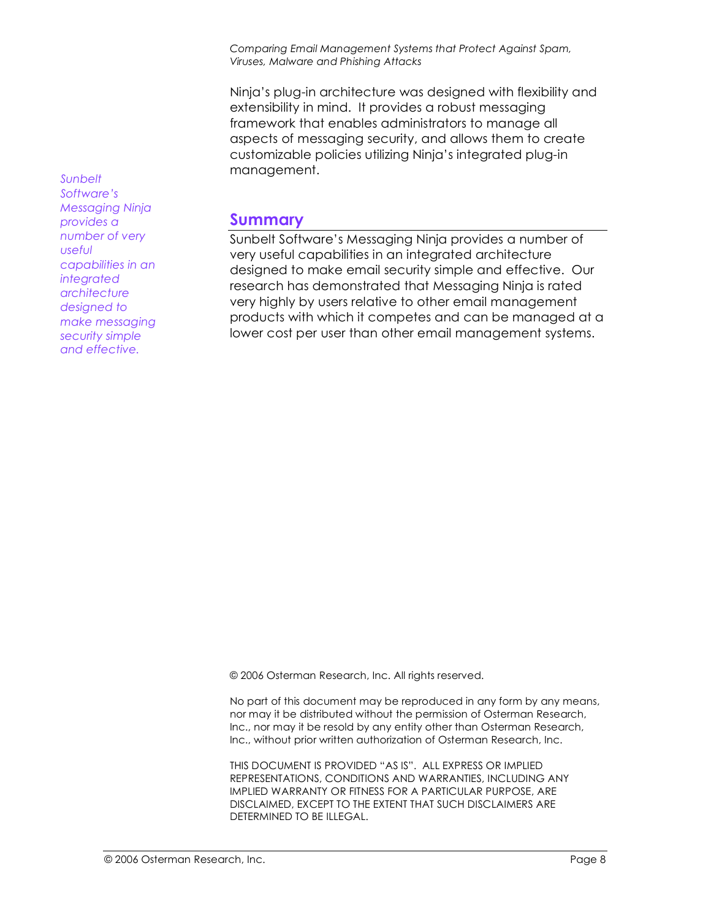Ninja's plug-in architecture was designed with flexibility and extensibility in mind. It provides a robust messaging framework that enables administrators to manage all aspects of messaging security, and allows them to create customizable policies utilizing Ninja's integrated plug-in management.

*Sunbelt Software's Messaging Ninja provides a number of very useful capabilities in an integrated architecture designed to make messaging security simple and effective.*

## Summary

Sunbelt Software's Messaging Ninja provides a number of very useful capabilities in an integrated architecture designed to make email security simple and effective. Our research has demonstrated that Messaging Ninja is rated very highly by users relative to other email management products with which it competes and can be managed at a lower cost per user than other email management systems.

© 2006 Osterman Research, Inc. All rights reserved.

No part of this document may be reproduced in any form by any means, nor may it be distributed without the permission of Osterman Research, Inc., nor may it be resold by any entity other than Osterman Research, Inc., without prior written authorization of Osterman Research, Inc.

THIS DOCUMENT IS PROVIDED "AS IS". ALL EXPRESS OR IMPLIED REPRESENTATIONS, CONDITIONS AND WARRANTIES, INCLUDING ANY IMPLIED WARRANTY OR FITNESS FOR A PARTICULAR PURPOSE, ARE DISCLAIMED, EXCEPT TO THE EXTENT THAT SUCH DISCLAIMERS ARE DETERMINED TO BE ILLEGAL.